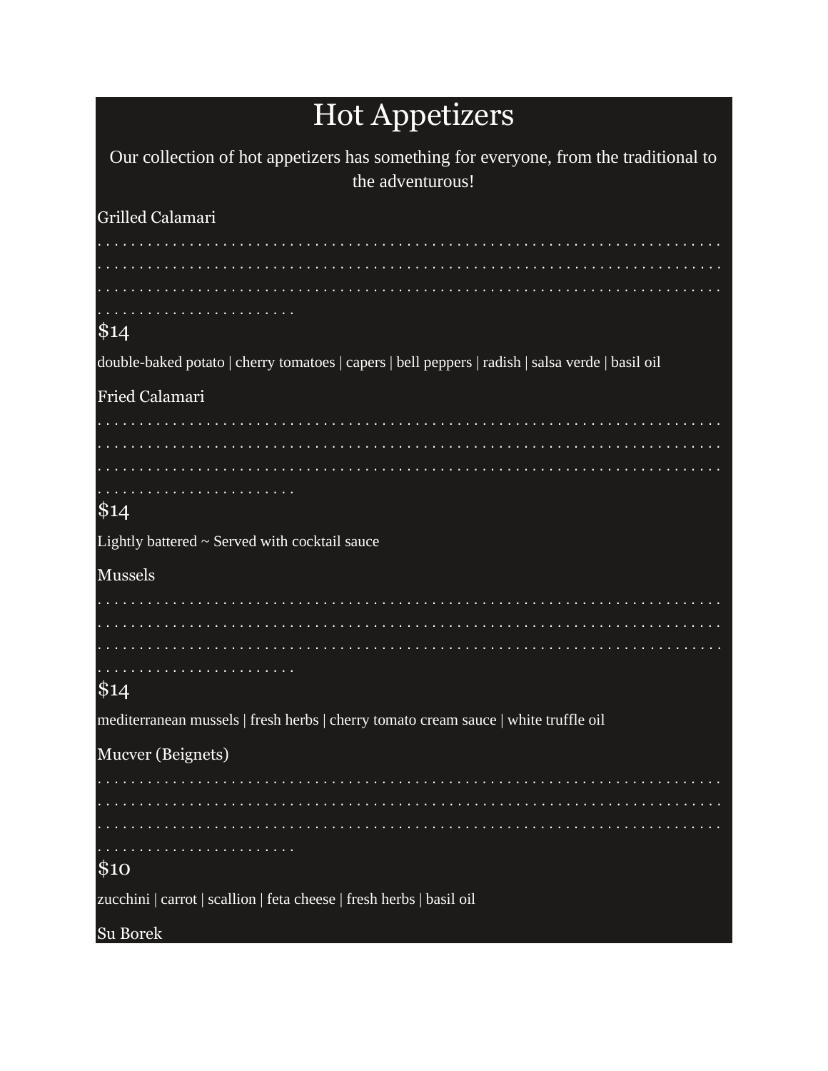# Hot Appetizers

Our collection of hot appetizers has something for everyone, from the traditional to the adventurous!

Grilled Calamari

$14

double-baked potato | cherry tomatoes | capers | bell peppers | radish | salsa verde | basil oil

Fried Calamari

$14

Lightly battered ~ Served with cocktail sauce

Mussels

$14

mediterranean mussels | fresh herbs | cherry tomato cream sauce | white truffle oil

Mucver (Beignets)

$10

zucchini | carrot | scallion | feta cheese | fresh herbs | basil oil

Su Borek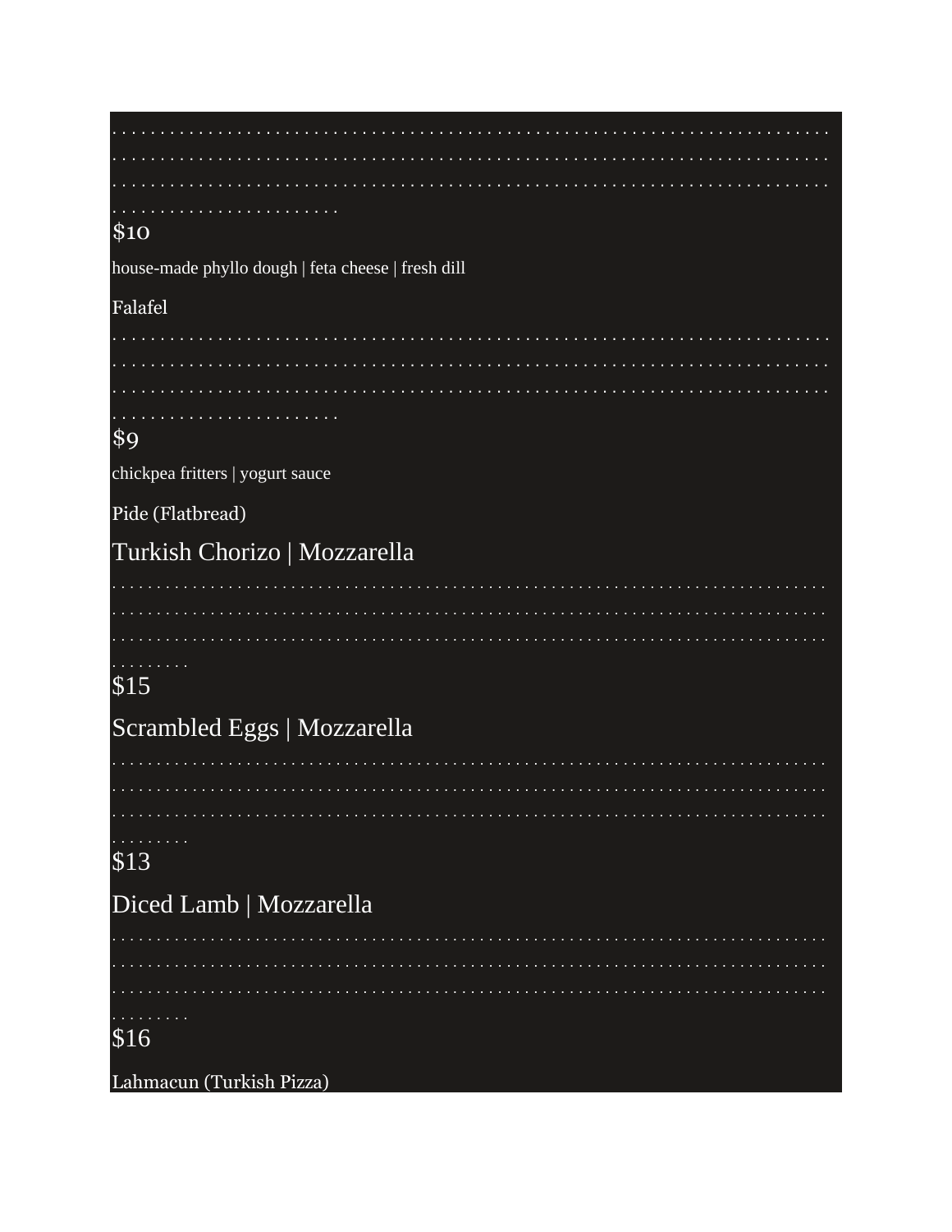. . . . . . . . . . . . . . . . . . . . . . . . . . . . . . . . . . . . . . . . . . . . . . . . . . . . . . . . . . . . . . . . . . . . . . . . . . . . . . . . . . . . . . . . . . . . . . . . . . . . . . . . . . . . . . . . . . . . . . . . . . . . . . . . . . . . . . . . . . . . . . . . . . . . . . . . . . . . . . . . . . . . . . . . . . . . . . . . . . . . . . . . . . . . . . . . . . . . . . .

$10

house-made phyllo dough | feta cheese | fresh dill

Falafel

. . . . . . . . . . . . . . . . . . . . . . . . . . . . . . . . . . . . . . . . . . . . . . . . . . . . . . . . . . . . . . . . . . . . . . . . . . . . . . . . . . . . . . . . . . . . . . . . . . . . . . . . . . . . . . . . . . . . . . . . . . . . . . . . . . . . . . . . . . . . . . . . . . . . . . . . . . . . . . . . . . . . . . . . . . . . . . . . . . . . . . . . . . . . . . . . . . . . . . . .

$9

chickpea fritters | yogurt sauce

Pide (Flatbread)

## Turkish Chorizo | Mozzarella

. . . . . . . . . . . . . . . . . . . . . . . . . . . . . . . . . . . . . . . . . . . . . . . . . . . . . . . . . . . . . . . . . . . . . . . . . . . . . . . . . . . . . . . . . . . . . . . . . . . . . . . . . . . . . . . . . . . . . . . . . . . . . . . . . . . . . . . . . . . . . . . . . . . . . . . . . . . . . . . . . . . . . . . . . . . . . . . . . . . . . . . . . . . . . . . . . . . . .

$15

## Scrambled Eggs | Mozzarella

. . . . . . . . . . . . . . . . . . . . . . . . . . . . . . . . . . . . . . . . . . . . . . . . . . . . . . . . . . . . . . . . . . . . . . . . . . . . . . . . . . . . . . . . . . . . . . . . . . . . . . . . . . . . . . . . . . . . . . . . . . . . . . . . . . . . . . . . . . . . . . . . . . . . . . . . . . . . . . . . . . . . . . . . . . . . . . . . . . . . . . . . . . . . . . . . . . . . .

$13

## Diced Lamb | Mozzarella

. . . . . . . . . . . . . . . . . . . . . . . . . . . . . . . . . . . . . . . . . . . . . . . . . . . . . . . . . . . . . . . . . . . . . . . . . . . . . . . . . . . . . . . . . . . . . . . . . . . . . . . . . . . . . . . . . . . . . . . . . . . . . . . . . . . . . . . . . . . . . . . . . . . . . . . . . . . . . . . . . . . . . . . . . . . . . . . . . . . . . . . . . . . . . . . . . . . . .

$16

Lahmacun (Turkish Pizza)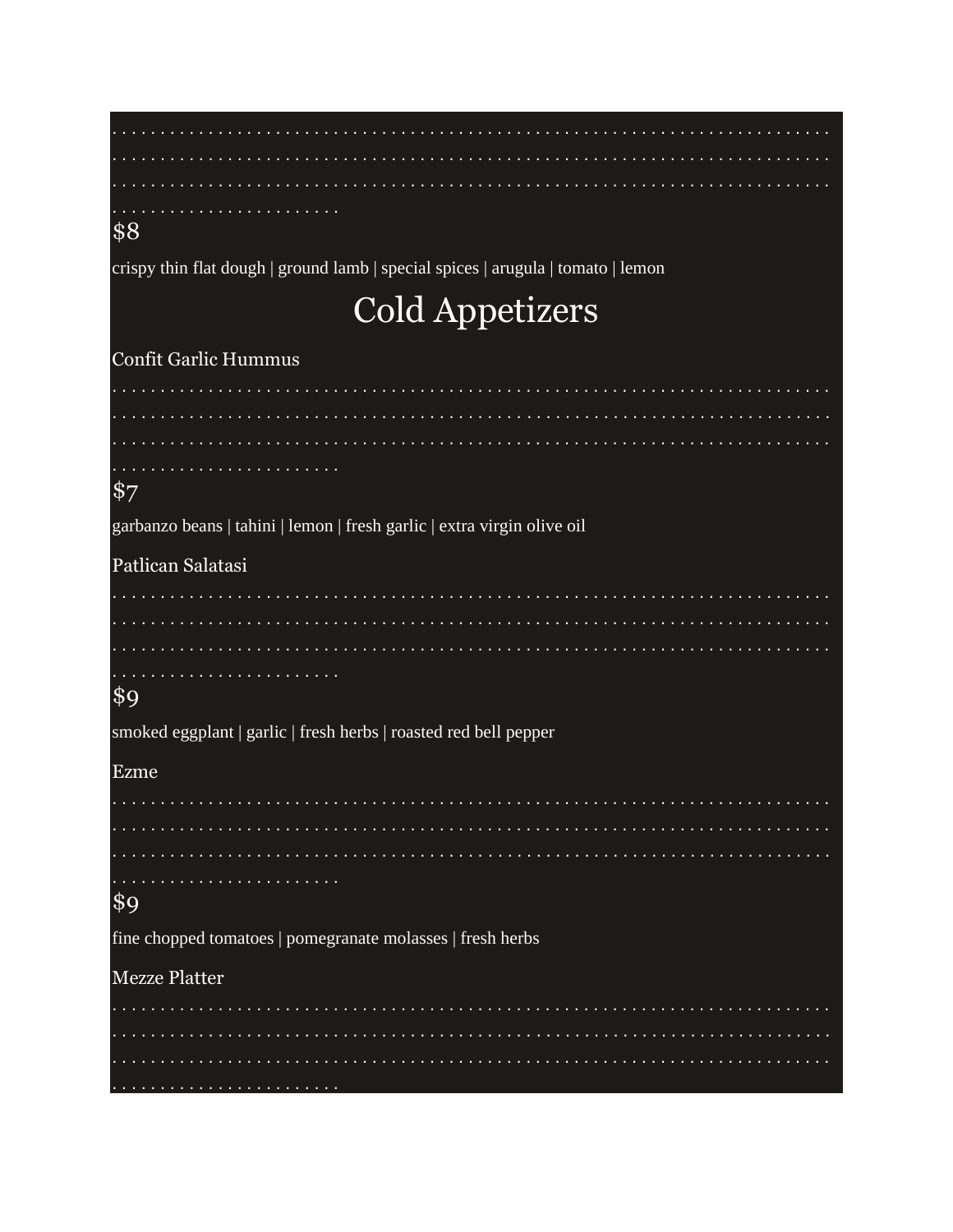$8

crispy thin flat dough | ground lamb | special spices | arugula | tomato | lemon

# Cold Appetizers

Confit Garlic Hummus

$7

garbanzo beans | tahini | lemon | fresh garlic | extra virgin olive oil

Patlican Salatasi

$9

smoked eggplant | garlic | fresh herbs | roasted red bell pepper

Ezme

$9

fine chopped tomatoes | pomegranate molasses | fresh herbs

Mezze Platter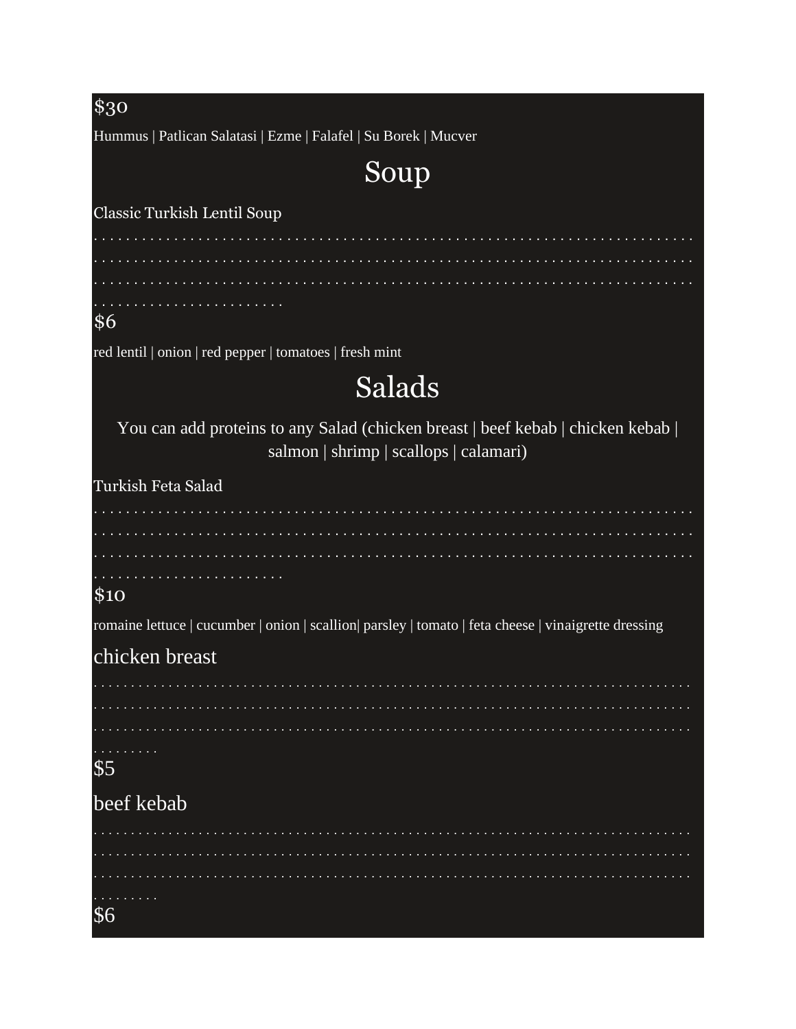$30

Hummus | Patlican Salatasi | Ezme | Falafel | Su Borek | Mucver

# Soup

Classic Turkish Lentil Soup

. . . . . . . . . . . . . . . . . . . . . . . . . . . . . . . . . . . . . . . . . . . . . . . . . . . . . . . . . . . . . . . . . . . . . . . . . . . . . . . . . . . . . . . . . . . . . . . . . . . . . . . . . . . . . . . . . . . . . . . . . . . . . . . . . . . . . . . . . . . . . . . . . . . . . . . . . . . . . . . . . . . . . . . . . . . . . . . . . . . . . . . . . . . . . . . . . . . . . . .

$6

red lentil | onion | red pepper | tomatoes | fresh mint

# Salads

You can add proteins to any Salad (chicken breast | beef kebab | chicken kebab | salmon | shrimp | scallops | calamari)

Turkish Feta Salad

. . . . . . . . . . . . . . . . . . . . . . . . . . . . . . . . . . . . . . . . . . . . . . . . . . . . . . . . . . . . . . . . . . . . . . . . . . . . . . . . . . . . . . . . . . . . . . . . . . . . . . . . . . . . . . . . . . . . . . . . . . . . . . . . . . . . . . . . . . . . . . . . . . . . . . . . . . . . . . . . . . . . . . . . . . . . . . . . . . . . . . . . . . . . . . . . . . . . . . . .

$10

romaine lettuce | cucumber | onion | scallion| parsley | tomato | feta cheese | vinaigrette dressing

chicken breast

. . . . . . . . . . . . . . . . . . . . . . . . . . . . . . . . . . . . . . . . . . . . . . . . . . . . . . . . . . . . . . . . . . . . . . . . . . . . . . . . . . . . . . . . . . . . . . . . . . . . . . . . . . . . . . . . . . . . . . . . . . . . . . . . . . . . . . . . . . . . . . . . . . . . . . . . . . . . . . . . . . . . . . . . . . . . . . . . . . . . . . . . . . . . . . . . . .

$5

beef kebab

. . . . . . . . . . . . . . . . . . . . . . . . . . . . . . . . . . . . . . . . . . . . . . . . . . . . . . . . . . . . . . . . . . . . . . . . . . . . . . . . . . . . . . . . . . . . . . . . . . . . . . . . . . . . . . . . . . . . . . . . . . . . . . . . . . . . . . . . . . . . . . . . . . . . . . . . . . . . . . . . . . . . . . . . . . . . . . . . . . . . . . . . . . . . . . . . . .

$6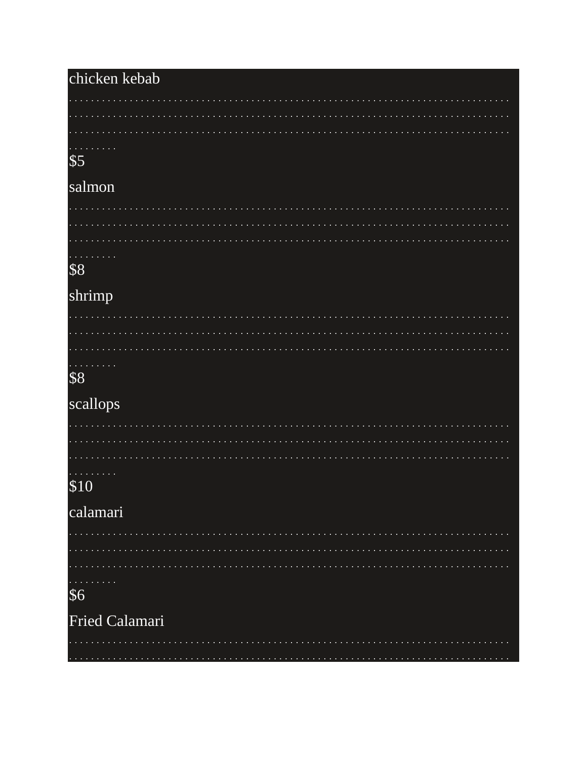chicken kebab

. . . . . . . . . . . . . . . . . . . . . . . . . . . . . . . . . . . . . . . . . . . . . . . . . . . . . . . . . . . . . . . . . . . . . . . . . . . . . . . . . . . . . . . . . . . . . . . . . . . . . . . . . . . . . . . . . . . . . . . . . . . . . . . . . . . . . . . . . . . . . . . . . . . . . . . . . . . . . . . . . . . . . . . . . . . . . . . . . . . . . . . . . . . . . . . . . . . . .

$5

salmon

. . . . . . . . . . . . . . . . . . . . . . . . . . . . . . . . . . . . . . . . . . . . . . . . . . . . . . . . . . . . . . . . . . . . . . . . . . . . . . . . . . . . . . . . . . . . . . . . . . . . . . . . . . . . . . . . . . . . . . . . . . . . . . . . . . . . . . . . . . . . . . . . . . . . . . . . . . . . . . . . . . . . . . . . . . . . . . . . . . . . . . . . . . . . . . . . . . . . . .

$8

shrimp

. . . . . . . . . . . . . . . . . . . . . . . . . . . . . . . . . . . . . . . . . . . . . . . . . . . . . . . . . . . . . . . . . . . . . . . . . . . . . . . . . . . . . . . . . . . . . . . . . . . . . . . . . . . . . . . . . . . . . . . . . . . . . . . . . . . . . . . . . . . . . . . . . . . . . . . . . . . . . . . . . . . . . . . . . . . . . . . . . . . . . . . . . . . . . . . . . . . . . . .

$8

scallops

. . . . . . . . . . . . . . . . . . . . . . . . . . . . . . . . . . . . . . . . . . . . . . . . . . . . . . . . . . . . . . . . . . . . . . . . . . . . . . . . . . . . . . . . . . . . . . . . . . . . . . . . . . . . . . . . . . . . . . . . . . . . . . . . . . . . . . . . . . . . . . . . . . . . . . . . . . . . . . . . . . . . . . . . . . . . . . . . . . . . . . . . . . . . . . . . . . . . . . .

$10

calamari

. . . . . . . . . . . . . . . . . . . . . . . . . . . . . . . . . . . . . . . . . . . . . . . . . . . . . . . . . . . . . . . . . . . . . . . . . . . . . . . . . . . . . . . . . . . . . . . . . . . . . . . . . . . . . . . . . . . . . . . . . . . . . . . . . . . . . . . . . . . . . . . . . . . . . . . . . . . . . . . . . . . . . . . . . . . . . . . . . . . . . . . . . . . . . . . . . . . . . . .

$6

Fried Calamari

. . . . . . . . . . . . . . . . . . . . . . . . . . . . . . . . . . . . . . . . . . . . . . . . . . . . . . . . . . . . . . . . . . . . . . . . . . . . . . . . . . . . . . . . . . . . . . . . . . . . . . . . . . . . . . . . . . . . . . .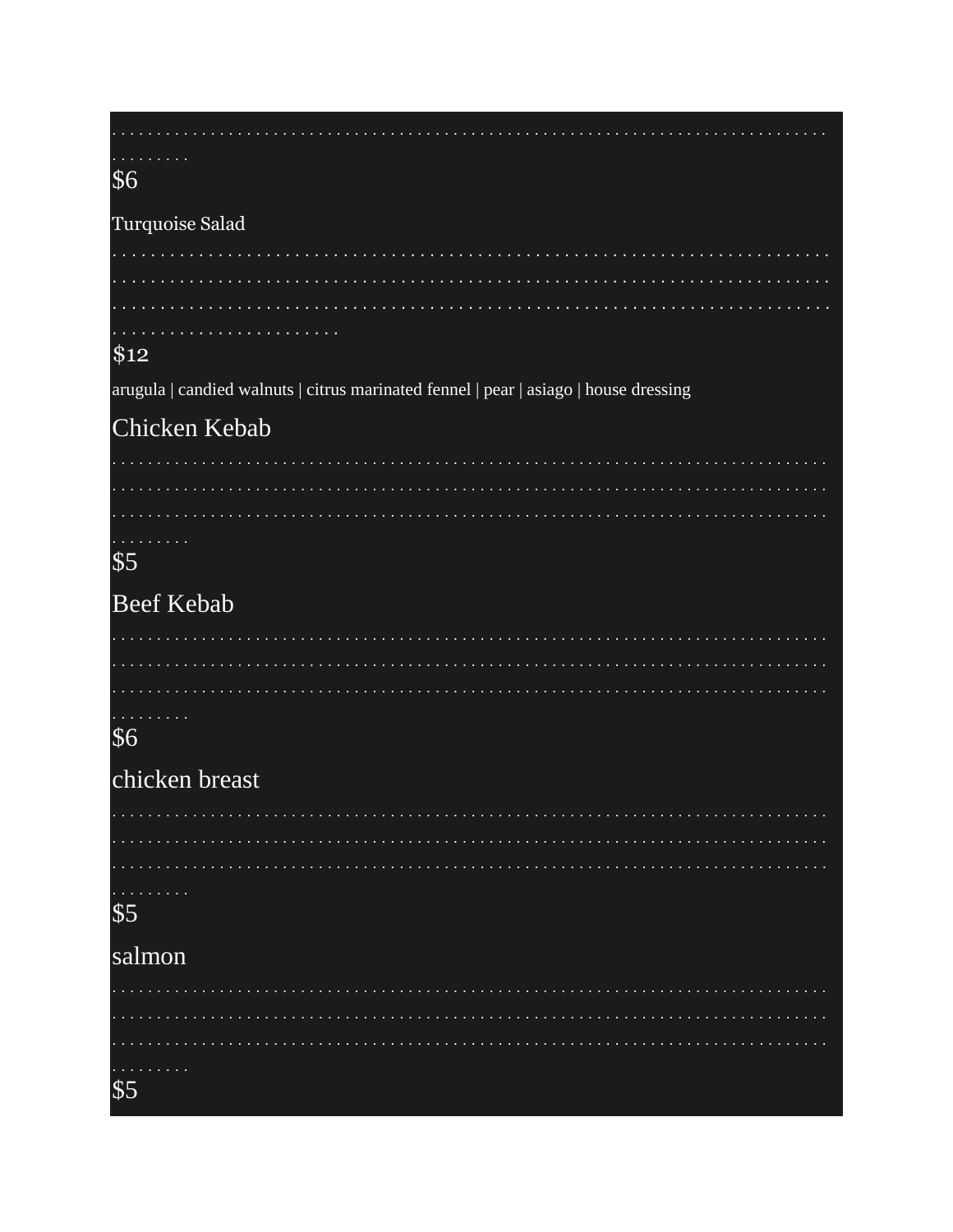. . . . . . . . . . . . . . . . . . . . . . . . . . . . . . . . . . . . . . . . . . . . . . . . . . . . . . . . . . . . . . . . . . . . . . . . . . . . . . . . . . . . . . . . .

$6

Turquoise Salad

. . . . . . . . . . . . . . . . . . . . . . . . . . . . . . . . . . . . . . . . . . . . . . . . . . . . . . . . . . . . . . . . . . . . . . . . . . . . . . . . . . . . . . . . . . . . . . . . . . . . . . . . . . . . . . . . . . . . . . . . . . . . . . . . . . . . . . . . . . . . . . . . . . . . . . . . . . . . . . . . . . . . . . . . . . . . . . . .

$12

arugula | candied walnuts | citrus marinated fennel | pear | asiago | house dressing

## Chicken Kebab

. . . . . . . . . . . . . . . . . . . . . . . . . . . . . . . . . . . . . . . . . . . . . . . . . . . . . . . . . . . . . . . . . . . . . . . . . . . . . . . . . . . . . . . . . . . . . . . . . . . . . . . . . . . . . . . . . . . . . . . . . . . . . . . . . . . . . . . . . . . . . . . . . . . . . . . . . . . . . . . .

$5

## Beef Kebab

. . . . . . . . . . . . . . . . . . . . . . . . . . . . . . . . . . . . . . . . . . . . . . . . . . . . . . . . . . . . . . . . . . . . . . . . . . . . . . . . . . . . . . . . . . . . . . . . . . . . . . . . . . . . . . . . . . . . . . . . . . . . . . . . . . . . . . . . . . . . . . . . . . . . . . . . . . . . . . . . .

$6

## chicken breast

. . . . . . . . . . . . . . . . . . . . . . . . . . . . . . . . . . . . . . . . . . . . . . . . . . . . . . . . . . . . . . . . . . . . . . . . . . . . . . . . . . . . . . . . . . . . . . . . . . . . . . . . . . . . . . . . . . . . . . . . . . . . . . . . . . . . . . . . . . . . . . . . . . . . . . . . . . . . . . . . .

$5

## salmon

. . . . . . . . . . . . . . . . . . . . . . . . . . . . . . . . . . . . . . . . . . . . . . . . . . . . . . . . . . . . . . . . . . . . . . . . . . . . . . . . . . . . . . . . . . . . . . . . . . . . . . . . . . . . . . . . . . . . . . . . . . . . . . . . . . . . . . . . . . . . . . . . . . . . . . . . . . . . . . . . .

$5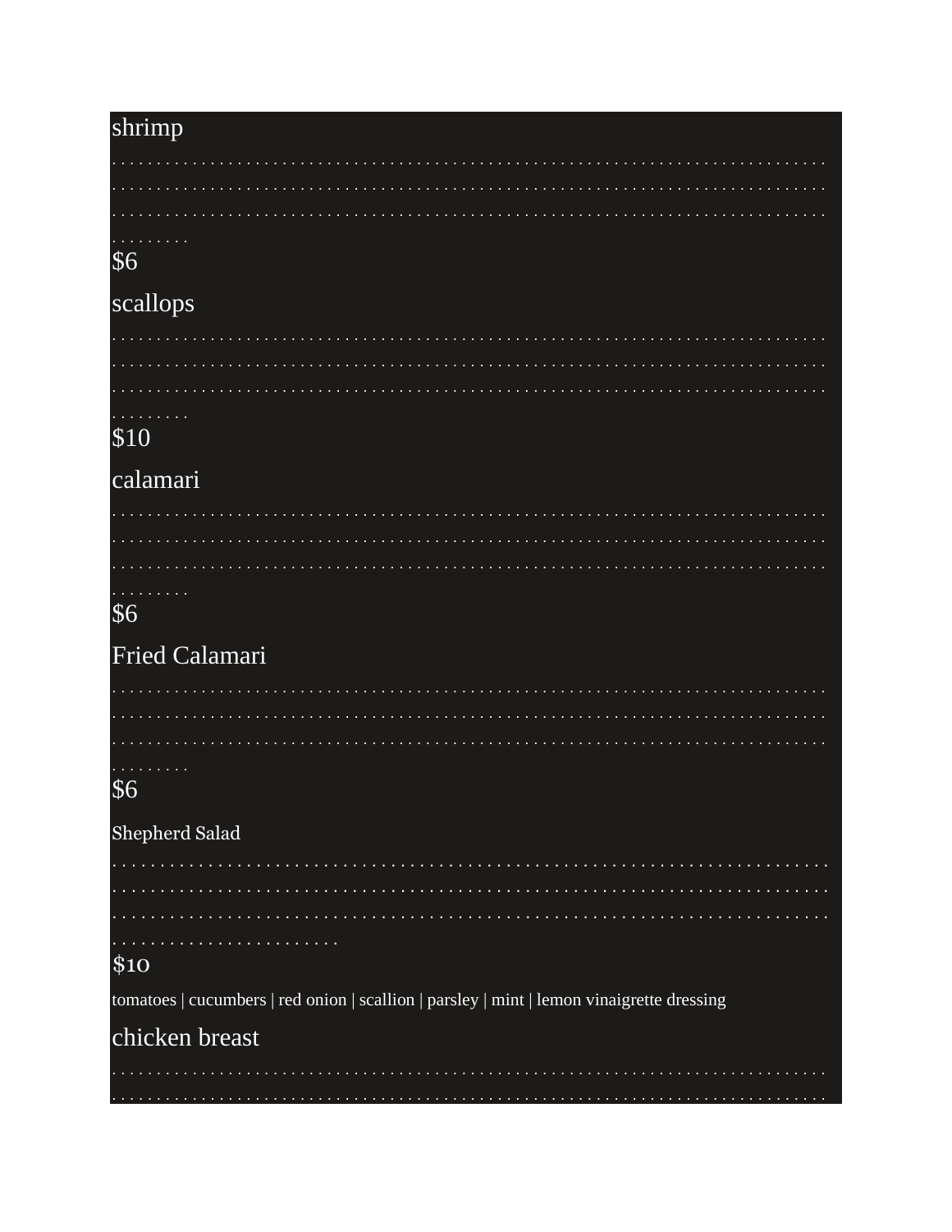shrimp

. . . . . . . . . . . . . . . . . . . . . . . . . . . . . . . . . . . . . . . . . . . . . . . . . . . . . . . . . . . . . . . . . . . . . . . . . . . . . . . . . . . . . . . . . . . . . . . . . . . . . . . . . . . . . . . . . . . . . . . . . . . . . . . . . . . . . . . . . . . . . . . . . . . . . . . . . . . . . . . . . . . . . . . . . . . . . . . . . . . . . . . . . . . . . . . . . . . . . . . . . . . . . . . .

$6

scallops

. . . . . . . . . . . . . . . . . . . . . . . . . . . . . . . . . . . . . . . . . . . . . . . . . . . . . . . . . . . . . . . . . . . . . . . . . . . . . . . . . . . . . . . . . . . . . . . . . . . . . . . . . . . . . . . . . . . . . . . . . . . . . . . . . . . . . . . . . . . . . . . . . . . . . . . . . . . . . . . . . . . . . . . . . . . . . . . . . . . . . . . . . . . . . . . . . . . . . . . . . . . . . . . . .

$10

calamari

. . . . . . . . . . . . . . . . . . . . . . . . . . . . . . . . . . . . . . . . . . . . . . . . . . . . . . . . . . . . . . . . . . . . . . . . . . . . . . . . . . . . . . . . . . . . . . . . . . . . . . . . . . . . . . . . . . . . . . . . . . . . . . . . . . . . . . . . . . . . . . . . . . . . . . . . . . . . . . . . . . . . . . . . . . . . . . . . . . . . . . . . . . . . . . . . . . . . . . . . . . . . . . . . . .

$6

Fried Calamari

. . . . . . . . . . . . . . . . . . . . . . . . . . . . . . . . . . . . . . . . . . . . . . . . . . . . . . . . . . . . . . . . . . . . . . . . . . . . . . . . . . . . . . . . . . . . . . . . . . . . . . . . . . . . . . . . . . . . . . . . . . . . . . . . . . . . . . . . . . . . . . . . . . . . . . . . . . . . . . . . . . . . . . . . . . . . . . . . . . . . . . . . . . . . . . . . . . . . . . . . . . . . . . . . . .

$6

Shepherd Salad

. . . . . . . . . . . . . . . . . . . . . . . . . . . . . . . . . . . . . . . . . . . . . . . . . . . . . . . . . . . . . . . . . . . . . . . . . . . . . . . . . . . . . . . . . . . . . . . . . . . . . . . . . . . . . . . . . . . . . . . . . . . . . . . . . . . . . . . . . . . . . . . . . . . . . . . . . . . . . . . . . . . . . . . . . . . . . . . . . . . . . . . . . . . . . . . . . . . . . . . . . . . . . . . . . . . . . . . . . . . . . . . . .

$10

tomatoes | cucumbers | red onion | scallion | parsley | mint | lemon vinaigrette dressing

chicken breast

. . . . . . . . . . . . . . . . . . . . . . . . . . . . . . . . . . . . . . . . . . . . . . . . . . . . . . . . . . . . . . . . . . . . . . . . . . . . . . . . . . . . . . . . . . . . . . . . . . . . . . . . . . . . . . . . . . . . . . . . . .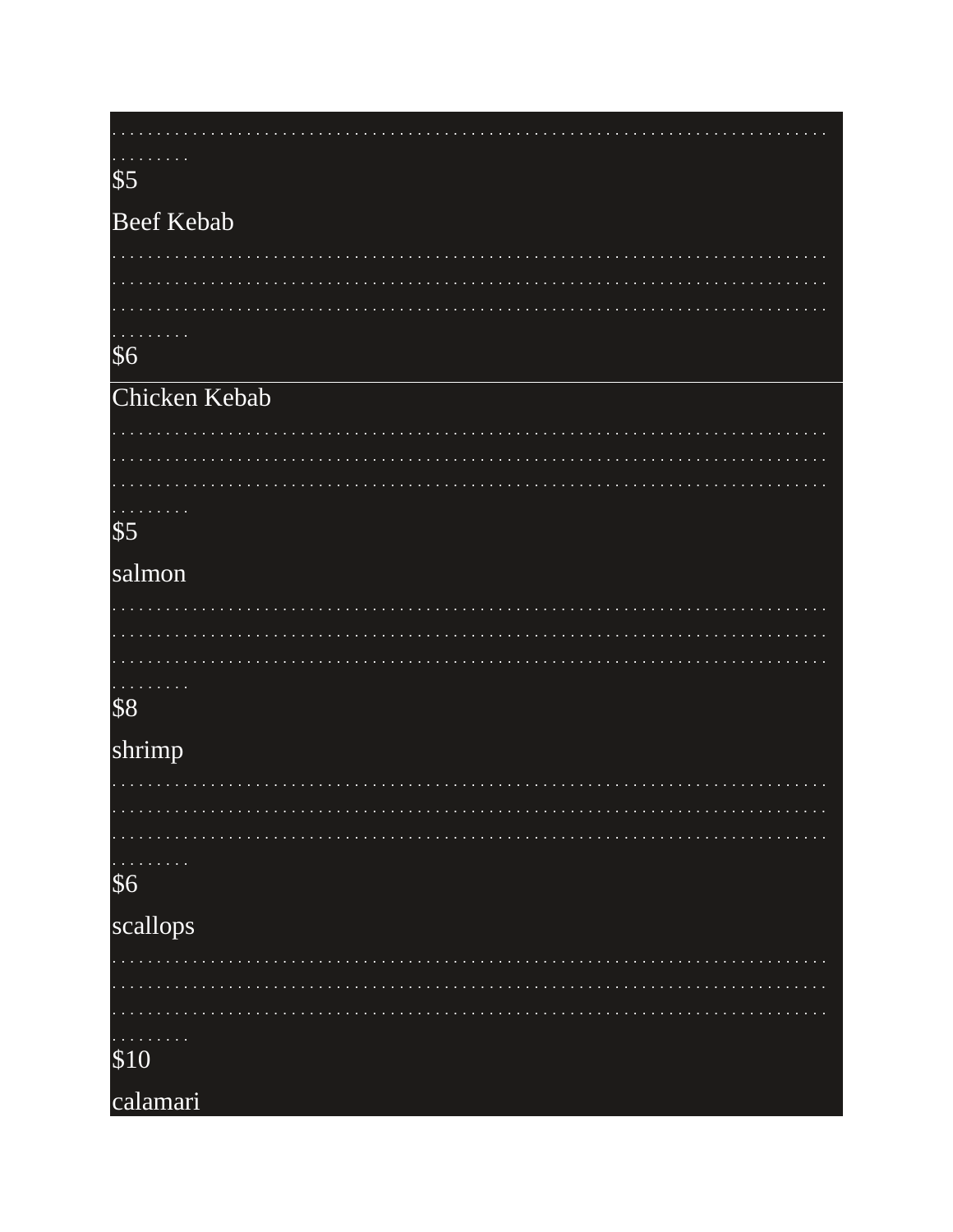. . . . . . . . . . . . . . . . . . . . . . . . . . . . . . . . . . . . . . . . . . . . . . . . . . . . . . . . . . . . . . . . . . . . . . . . . . . . . . . . . . . . . . . . . . . . . . .

$5

Beef Kebab

. . . . . . . . . . . . . . . . . . . . . . . . . . . . . . . . . . . . . . . . . . . . . . . . . . . . . . . . . . . . . . . . . . . . . . . . . . . . . . . . . . . . . . . . . . . . . . . . . . . . . . . . . . . . . . . . . . . . . . . . . . . . . . . . . . . . . . . . . . . . . . . . . . . . . . . . . . . . . . . . . . . . . . . . . . . . . . . . . . . . . . . . . . . . . . . . . . . . . . . . . . . . . . . . . . . . . . . . . . . . . . . . . .

$6

Chicken Kebab

. . . . . . . . . . . . . . . . . . . . . . . . . . . . . . . . . . . . . . . . . . . . . . . . . . . . . . . . . . . . . . . . . . . . . . . . . . . . . . . . . . . . . . . . . . . . . . . . . . . . . . . . . . . . . . . . . . . . . . . . . . . . . . . . . . . . . . . . . . . . . . . . . . . . . . . . . . . . . . . . . . . . . . . . . . . . . . . . . . . . . . . . . . . . . . . . . . . . . . . . . . . . . . . . . . . . . . . . . . . . . . . . . . .

$5

salmon

. . . . . . . . . . . . . . . . . . . . . . . . . . . . . . . . . . . . . . . . . . . . . . . . . . . . . . . . . . . . . . . . . . . . . . . . . . . . . . . . . . . . . . . . . . . . . . . . . . . . . . . . . . . . . . . . . . . . . . . . . . . . . . . . . . . . . . . . . . . . . . . . . . . . . . . . . . . . . . . . . . . . . . . . . . . . . . . . . . . . . . . . . . . . . . . . . . . . . . . . . . . . . . . . . . . . . . . . . . . . . . . . . . . .

$8

shrimp

. . . . . . . . . . . . . . . . . . . . . . . . . . . . . . . . . . . . . . . . . . . . . . . . . . . . . . . . . . . . . . . . . . . . . . . . . . . . . . . . . . . . . . . . . . . . . . . . . . . . . . . . . . . . . . . . . . . . . . . . . . . . . . . . . . . . . . . . . . . . . . . . . . . . . . . . . . . . . . . . . . . . . . . . . . . . . . . . . . . . . . . . . . . . . . . . . . . . . . . . . . . . . . . . . . . . . . . . . . . . . . . . . . . .

$6

scallops

. . . . . . . . . . . . . . . . . . . . . . . . . . . . . . . . . . . . . . . . . . . . . . . . . . . . . . . . . . . . . . . . . . . . . . . . . . . . . . . . . . . . . . . . . . . . . . . . . . . . . . . . . . . . . . . . . . . . . . . . . . . . . . . . . . . . . . . . . . . . . . . . . . . . . . . . . . . . . . . . . . . . . . . . . . . . . . . . . . . . . . . . . . . . . . . . . . . . . . . . . . . . . . . . . . . . . . . . . . . . . . . . . . . .

$10

calamari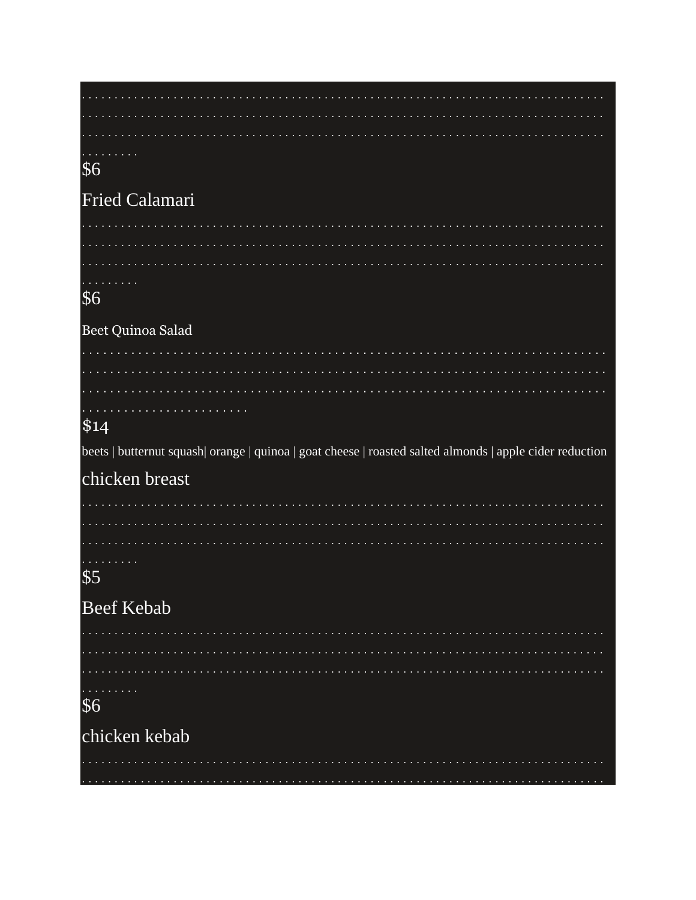. . . . . . . . . . . . . . . . . . . . . . . . . . . . . . . . . . . . . . . . . . . . . . . . . . . . . . . . . . . . . . . . . . . . . . . . . . . . . . . . . . . . . . . . . . . . . . . . . . . . . . . . . . . . . . . . . . . . . . . . . . . . . . . . . . . . . . . . . . . . . . . . . . . . . . . . . . . . . . . . . . . . . . . . . . . . . . . . . . . . . . . . . . . . . . . . . . . . . . . . . . . . . . .

$6

Fried Calamari

. . . . . . . . . . . . . . . . . . . . . . . . . . . . . . . . . . . . . . . . . . . . . . . . . . . . . . . . . . . . . . . . . . . . . . . . . . . . . . . . . . . . . . . . . . . . . . . . . . . . . . . . . . . . . . . . . . . . . . . . . . . . . . . . . . . . . . . . . . . . . . . . . . . . . . . . . . . . . . . . . . . . . . . . . . . . . . . . . . . . . . . . . . . . . . . . . . . . . . . . . . . . . . .

$6

Beet Quinoa Salad

. . . . . . . . . . . . . . . . . . . . . . . . . . . . . . . . . . . . . . . . . . . . . . . . . . . . . . . . . . . . . . . . . . . . . . . . . . . . . . . . . . . . . . . . . . . . . . . . . . . . . . . . . . . . . . . . . . . . . . . . . . . . . . . . . . . . . . . . . . . . . . . . . . . . . . . . . . . . . . . . . . . . . . . . . . . . . . . . . . . . . . . . . . . . . . . . . . . . . . . . . . . . . . . . . . . . . . . . . . . . . . . . . . . . . . . .

$14

beets | butternut squash| orange | quinoa | goat cheese | roasted salted almonds | apple cider reduction

chicken breast

. . . . . . . . . . . . . . . . . . . . . . . . . . . . . . . . . . . . . . . . . . . . . . . . . . . . . . . . . . . . . . . . . . . . . . . . . . . . . . . . . . . . . . . . . . . . . . . . . . . . . . . . . . . . . . . . . . . . . . . . . . . . . . . . . . . . . . . . . . . . . . . . . . . . . . . . . . . . . . . . . . . . . . . . . . . . . . . . . . . . . . . . . . . . . . . . . . . . . . . . . . . . . . . .

$5

Beef Kebab

. . . . . . . . . . . . . . . . . . . . . . . . . . . . . . . . . . . . . . . . . . . . . . . . . . . . . . . . . . . . . . . . . . . . . . . . . . . . . . . . . . . . . . . . . . . . . . . . . . . . . . . . . . . . . . . . . . . . . . . . . . . . . . . . . . . . . . . . . . . . . . . . . . . . . . . . . . . . . . . . . . . . . . . . . . . . . . . . . . . . . . . . . . . . . . . . . . . . . . . . . . . . . . . .

$6

chicken kebab

. . . . . . . . . . . . . . . . . . . . . . . . . . . . . . . . . . . . . . . . . . . . . . . . . . . . . . . . . . . . . . . . . . . . . . . . . . . . . . . . . . . . . . . . . . . . . . . . . . . . . . . . . . . . . . . . . . .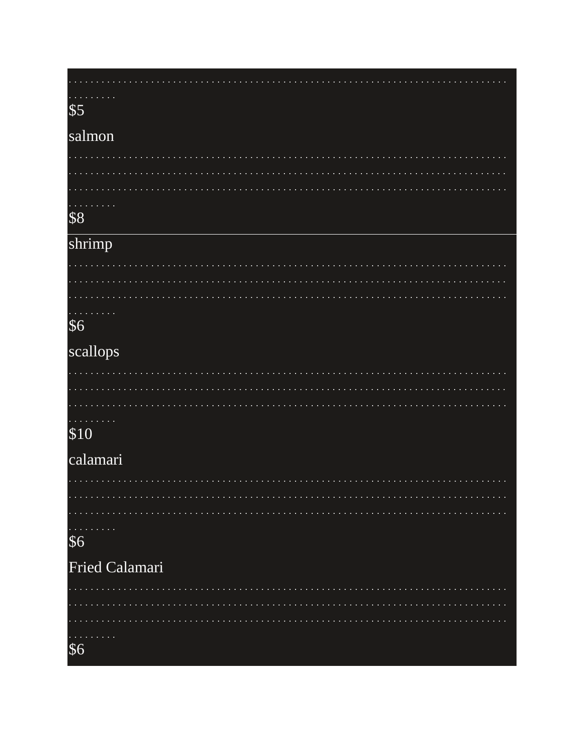. . . . . . . . . . . . . . . . . . . . . . . . . . . . . . . . . . . . . . . . . . . . . . . . . . . . . . . . . . . . . . . . . . . . . . . . . . . . . . . . .
$5

salmon

. . . . . . . . . . . . . . . . . . . . . . . . . . . . . . . . . . . . . . . . . . . . . . . . . . . . . . . . . . . . . . . . . . . . . . . . . . . . . . . . . . . . . . . . . . . . . . . . . . . . . . . . . . . . . . . . . . . . . . . . . . . . . . . . . . . . . . . . . . . . . . . . . . . . . . . . . . . . . . . . . . . . . . . . . . . . . . . . . . . . . . . . . . . . . . . . . . . . . . . . . . . . . . . . . . . . . . . . . . . . . .
$8

---

shrimp

. . . . . . . . . . . . . . . . . . . . . . . . . . . . . . . . . . . . . . . . . . . . . . . . . . . . . . . . . . . . . . . . . . . . . . . . . . . . . . . . . . . . . . . . . . . . . . . . . . . . . . . . . . . . . . . . . . . . . . . . . . . . . . . . . . . . . . . . . . . . . . . . . . . . . . . . . . . . . . . . . . . . . . . . . . . . . . . . . . . . . . . . . . . . . . . . . . . . . . . . . . . . . . . . . . . . . . . . . . . . . . . .
$6

scallops

. . . . . . . . . . . . . . . . . . . . . . . . . . . . . . . . . . . . . . . . . . . . . . . . . . . . . . . . . . . . . . . . . . . . . . . . . . . . . . . . . . . . . . . . . . . . . . . . . . . . . . . . . . . . . . . . . . . . . . . . . . . . . . . . . . . . . . . . . . . . . . . . . . . . . . . . . . . . . . . . . . . . . . . . . . . . . . . . . . . . . . . . . . . . . . . . . . . . . . . . . . . . . . . . . . . . . . . . . . . . . . . . .
$10

calamari

. . . . . . . . . . . . . . . . . . . . . . . . . . . . . . . . . . . . . . . . . . . . . . . . . . . . . . . . . . . . . . . . . . . . . . . . . . . . . . . . . . . . . . . . . . . . . . . . . . . . . . . . . . . . . . . . . . . . . . . . . . . . . . . . . . . . . . . . . . . . . . . . . . . . . . . . . . . . . . . . . . . . . . . . . . . . . . . . . . . . . . . . . . . . . . . . . . . . . . . . . . . . . . . . . . . . . . . . . . . . . . . . . .
$6

Fried Calamari

. . . . . . . . . . . . . . . . . . . . . . . . . . . . . . . . . . . . . . . . . . . . . . . . . . . . . . . . . . . . . . . . . . . . . . . . . . . . . . . . . . . . . . . . . . . . . . . . . . . . . . . . . . . . . . . . . . . . . . . . . . . . . . . . . . . . . . . . . . . . . . . . . . . . . . . . . . . . . . . . . . . . . . . . . . . . . . . . . . . . . . . . . . . . . . . . . . . . . . . . . . . . . . . . . . . . . . . . . . . . . . . . . .
$6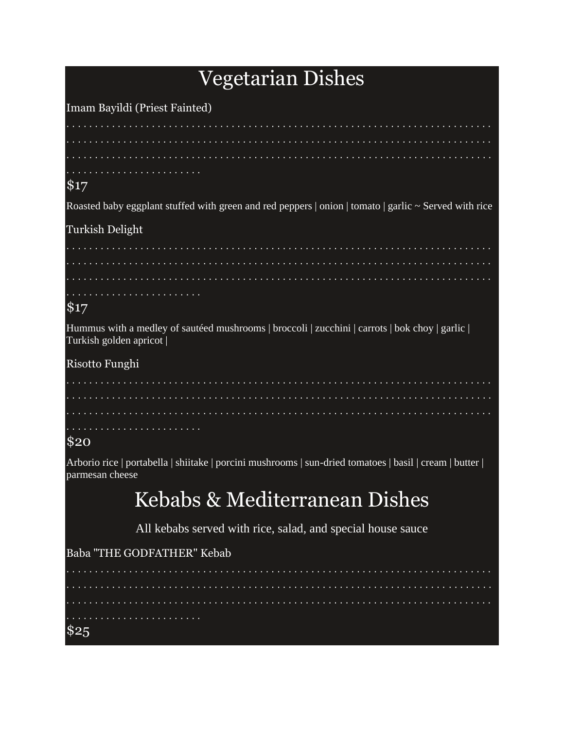# Vegetarian Dishes

Imam Bayildi (Priest Fainted)

$17

Roasted baby eggplant stuffed with green and red peppers | onion | tomato | garlic ~ Served with rice

Turkish Delight

$17

Hummus with a medley of sautéed mushrooms | broccoli | zucchini | carrots | bok choy | garlic | Turkish golden apricot |

Risotto Funghi

$20

Arborio rice | portabella | shiitake | porcini mushrooms | sun-dried tomatoes | basil | cream | butter | parmesan cheese

# Kebabs & Mediterranean Dishes

All kebabs served with rice, salad, and special house sauce

Baba "THE GODFATHER" Kebab

$25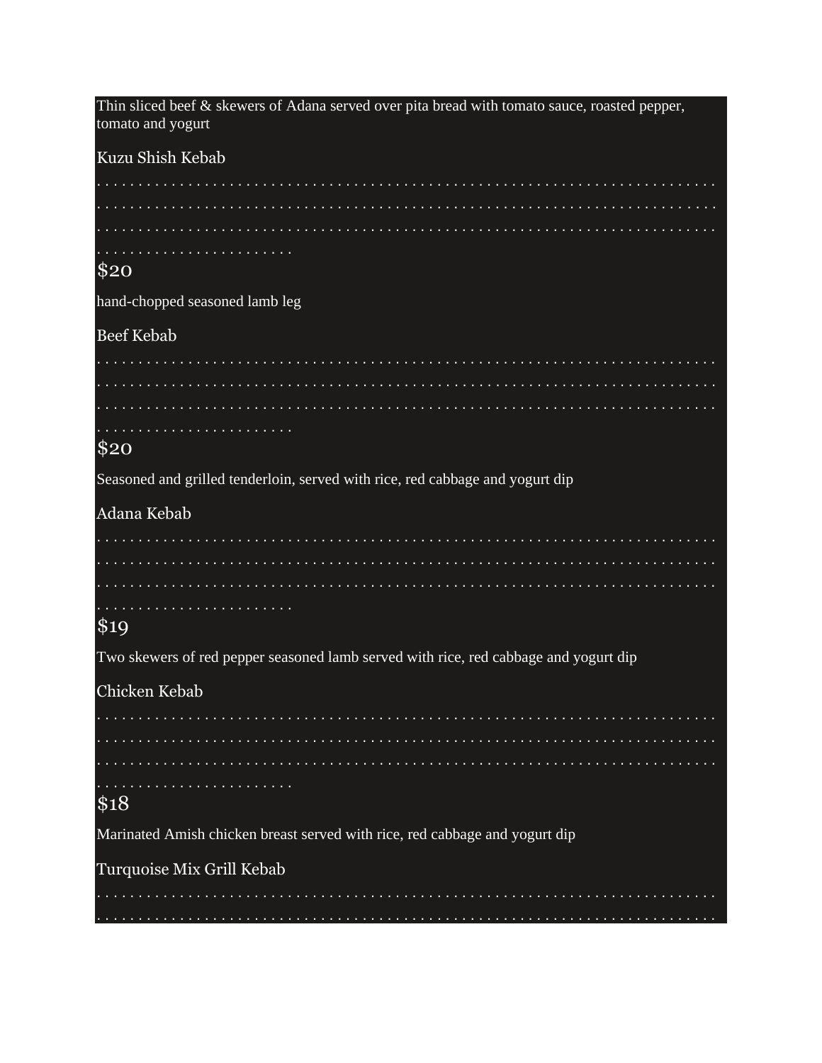Thin sliced beef & skewers of Adana served over pita bread with tomato sauce, roasted pepper, tomato and yogurt

### Kuzu Shish Kebab

$20

hand-chopped seasoned lamb leg

### Beef Kebab

$20

Seasoned and grilled tenderloin, served with rice, red cabbage and yogurt dip

### Adana Kebab

$19

Two skewers of red pepper seasoned lamb served with rice, red cabbage and yogurt dip

### Chicken Kebab

$18

Marinated Amish chicken breast served with rice, red cabbage and yogurt dip

### Turquoise Mix Grill Kebab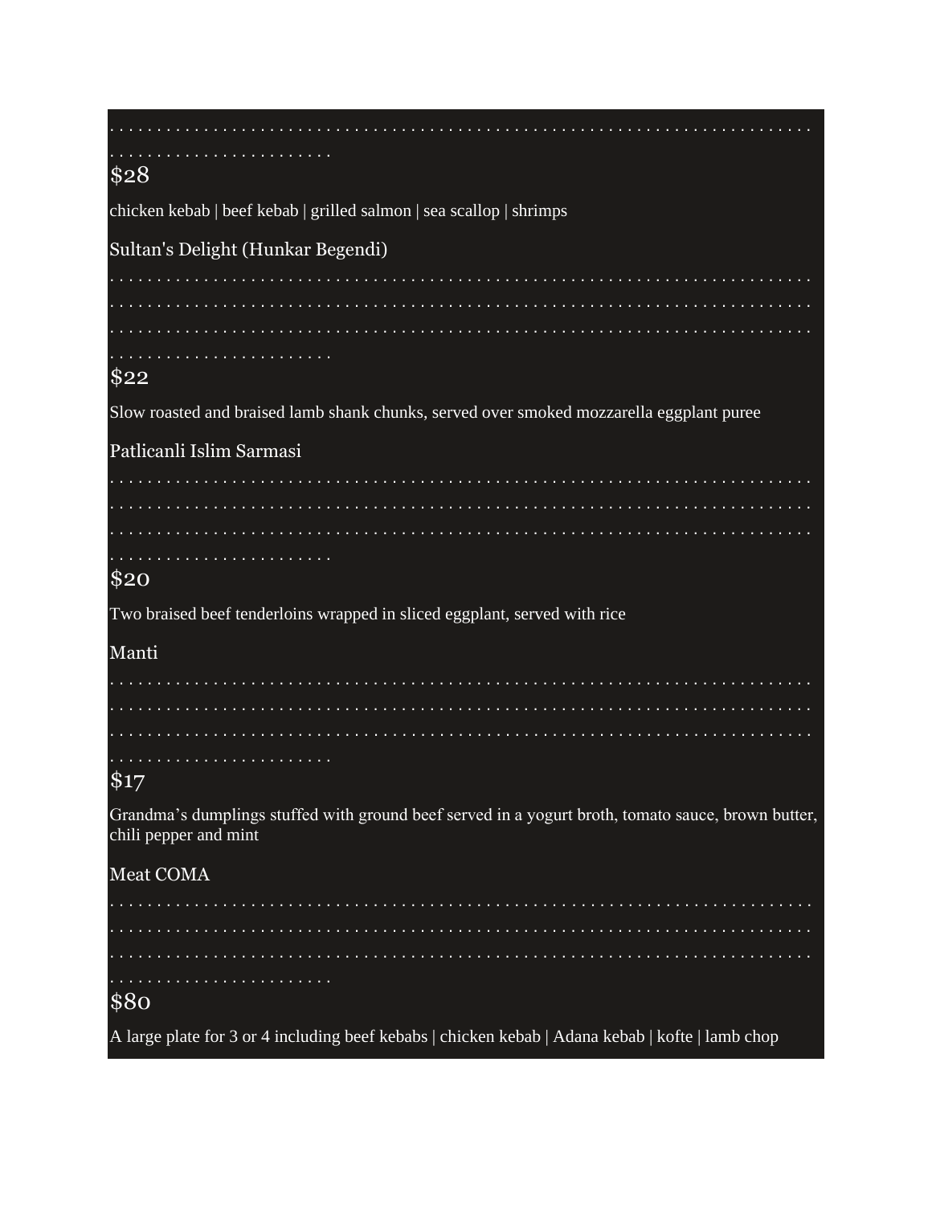. . . . . . . . . . . . . . . . . . . . . . . . . . . . . . . . . . . . . . . . . . . . . . . . . . . . . . . . . . . . . . . . . . . . . . . . . . . . . . . . . . . . . . . . . . . . . . . .

$28

chicken kebab | beef kebab | grilled salmon | sea scallop | shrimps

Sultan's Delight (Hunkar Begendi)

. . . . . . . . . . . . . . . . . . . . . . . . . . . . . . . . . . . . . . . . . . . . . . . . . . . . . . . . . . . . . . . . . . . . . . . . . . . . . . . . . . . . . . . . . . . . . . . . . . . . . . . . . . . . . . . . . . . . . . . . . . . . . . . . . . . . . . . . . . . . . . . . . . . . . . . . . . . . . . . . . . . . . . . . . . . . . . . . . . . . . . . .

$22

Slow roasted and braised lamb shank chunks, served over smoked mozzarella eggplant puree

Patlicanli Islim Sarmasi

. . . . . . . . . . . . . . . . . . . . . . . . . . . . . . . . . . . . . . . . . . . . . . . . . . . . . . . . . . . . . . . . . . . . . . . . . . . . . . . . . . . . . . . . . . . . . . . . . . . . . . . . . . . . . . . . . . . . . . . . . . . . . . . . . . . . . . . . . . . . . . . . . . . . . . . . . . . . . . . . . . . . . . . . . . . . . . . . . . . . . . . . .

$20

Two braised beef tenderloins wrapped in sliced eggplant, served with rice

Manti

. . . . . . . . . . . . . . . . . . . . . . . . . . . . . . . . . . . . . . . . . . . . . . . . . . . . . . . . . . . . . . . . . . . . . . . . . . . . . . . . . . . . . . . . . . . . . . . . . . . . . . . . . . . . . . . . . . . . . . . . . . . . . . . . . . . . . . . . . . . . . . . . . . . . . . . . . . . . . . . . . . . . . . . . . . . . . . . . . . . . . . . .

$17

Grandma’s dumplings stuffed with ground beef served in a yogurt broth, tomato sauce, brown butter, chili pepper and mint

Meat COMA

. . . . . . . . . . . . . . . . . . . . . . . . . . . . . . . . . . . . . . . . . . . . . . . . . . . . . . . . . . . . . . . . . . . . . . . . . . . . . . . . . . . . . . . . . . . . . . . . . . . . . . . . . . . . . . . . . . . . . . . . . . . . . . . . . . . . . . . . . . . . . . . . . . . . . . . . . . . . . . . . . . . . . . . . . . . . . . . . . . . . . . . . .

$80

A large plate for 3 or 4 including beef kebabs | chicken kebab | Adana kebab | kofte | lamb chop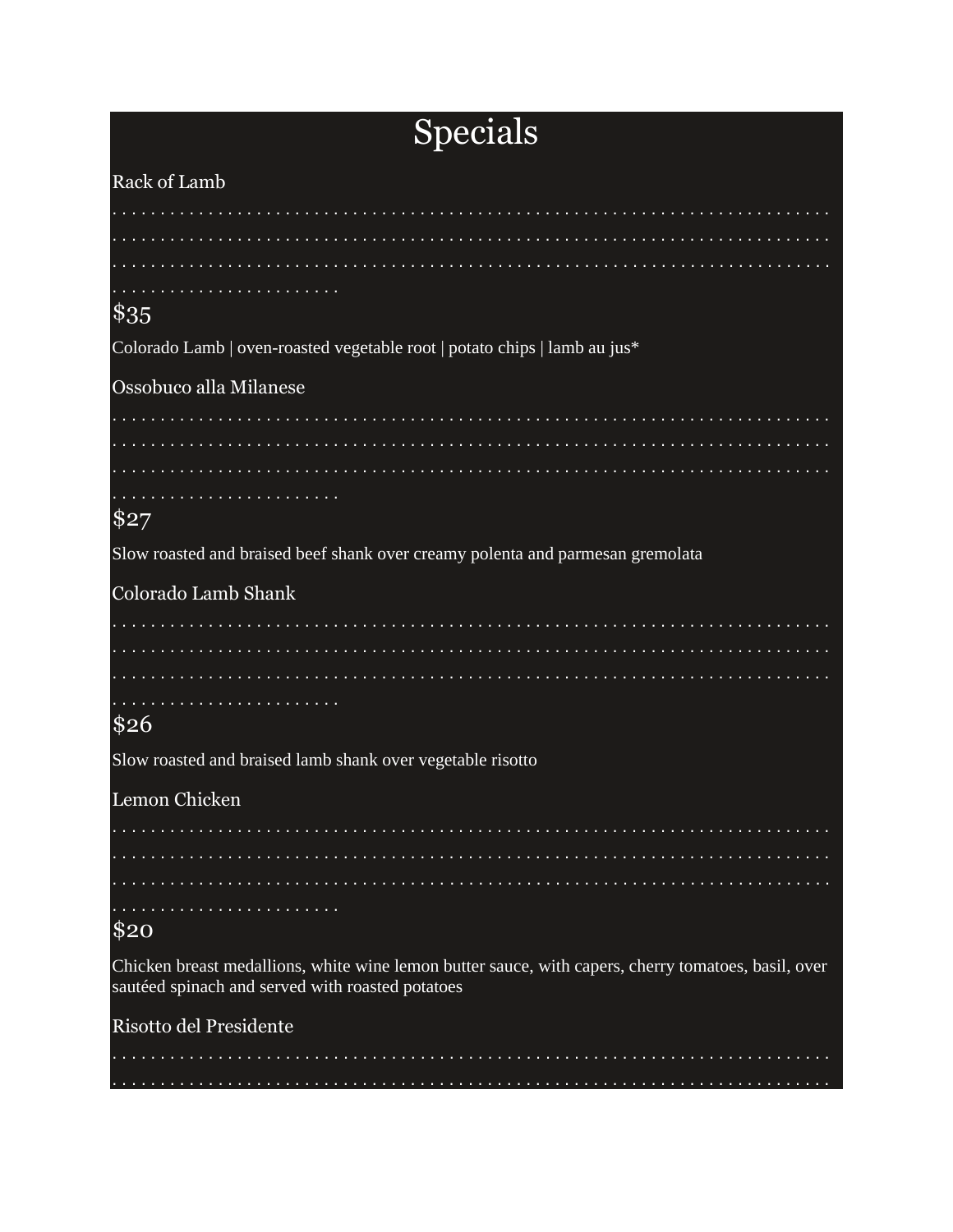# Specials

Rack of Lamb

$35

Colorado Lamb | oven-roasted vegetable root | potato chips | lamb au jus*

Ossobuco alla Milanese

$27

Slow roasted and braised beef shank over creamy polenta and parmesan gremolata

Colorado Lamb Shank

$26

Slow roasted and braised lamb shank over vegetable risotto

Lemon Chicken

$20

Chicken breast medallions, white wine lemon butter sauce, with capers, cherry tomatoes, basil, over sautéed spinach and served with roasted potatoes

Risotto del Presidente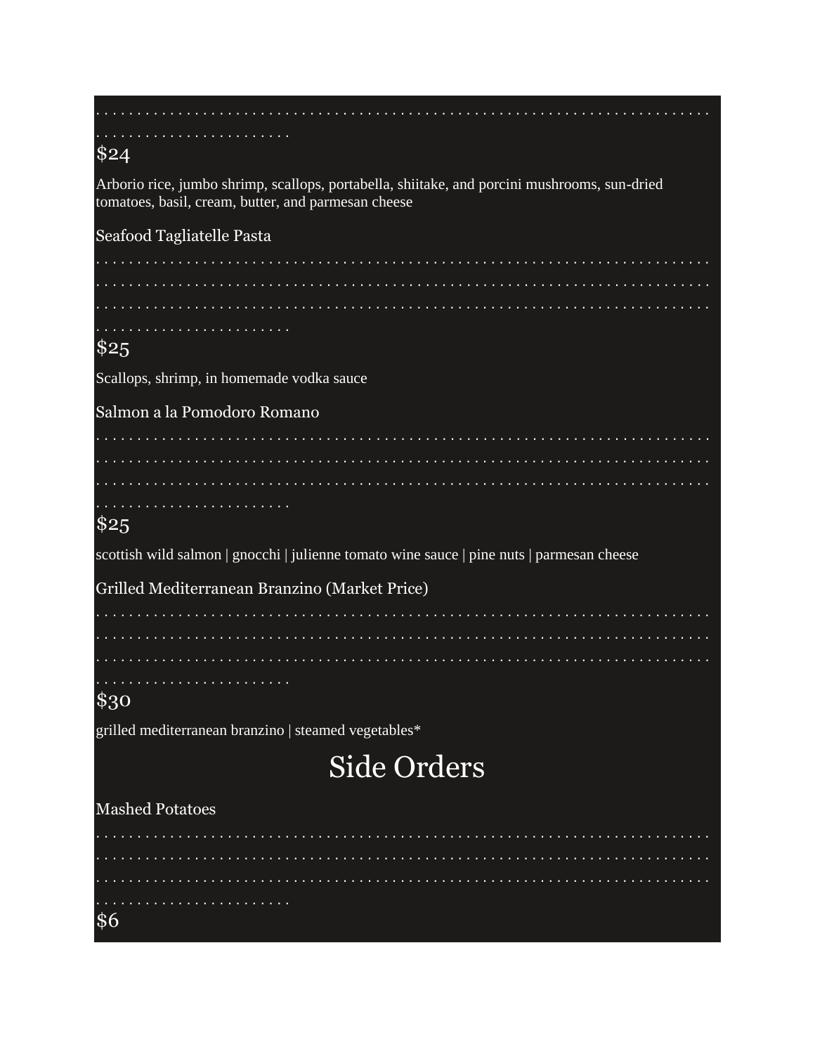. . . . . . . . . . . . . . . . . . . . . . . . . . . . . . . . . . . . . . . . . . . . . . . . . . . . . . . . . . . . . . . . . . . . . . . . . . . . . . . . . . . . . . . . . . . . . . . . . . . . . . . . . . . .

$24

Arborio rice, jumbo shrimp, scallops, portabella, shiitake, and porcini mushrooms, sun-dried tomatoes, basil, cream, butter, and parmesan cheese

Seafood Tagliatelle Pasta

. . . . . . . . . . . . . . . . . . . . . . . . . . . . . . . . . . . . . . . . . . . . . . . . . . . . . . . . . . . . . . . . . . . . . . . . . . . . . . . . . . . . . . . . . . . . . . . . . . . . . . . . . . . . . . . . . . . . . . . . . . . . . . . . . . . . . . . . . . . . . . . . . . . . . . . . . . . . . . . . . . . . . . . . . . . . . . . . . . . . . . . . . . . . . . . . . . . . . . . . . . . . . . . . . . . . . . . . . . . . . . . . . . . . . . . .

$25

Scallops, shrimp, in homemade vodka sauce

Salmon a la Pomodoro Romano

. . . . . . . . . . . . . . . . . . . . . . . . . . . . . . . . . . . . . . . . . . . . . . . . . . . . . . . . . . . . . . . . . . . . . . . . . . . . . . . . . . . . . . . . . . . . . . . . . . . . . . . . . . . . . . . . . . . . . . . . . . . . . . . . . . . . . . . . . . . . . . . . . . . . . . . . . . . . . . . . . . . . . . . . . . . . . . . . . . . . . . . . . . . . . . . . . . . . . . . . . . . . . . . . . . . . . . . . . . . . . . . . . . . . . . . . .

$25

scottish wild salmon | gnocchi | julienne tomato wine sauce | pine nuts | parmesan cheese

Grilled Mediterranean Branzino (Market Price)

. . . . . . . . . . . . . . . . . . . . . . . . . . . . . . . . . . . . . . . . . . . . . . . . . . . . . . . . . . . . . . . . . . . . . . . . . . . . . . . . . . . . . . . . . . . . . . . . . . . . . . . . . . . . . . . . . . . . . . . . . . . . . . . . . . . . . . . . . . . . . . . . . . . . . . . . . . . . . . . . . . . . . . . . . . . . . . . . . . . . . . . . . . . . . . . . . . . . . . . . . . . . . . . . . . . . . . . . . . . . . . . . . . . . . . . . . .

$30

grilled mediterranean branzino | steamed vegetables*

# Side Orders

Mashed Potatoes

. . . . . . . . . . . . . . . . . . . . . . . . . . . . . . . . . . . . . . . . . . . . . . . . . . . . . . . . . . . . . . . . . . . . . . . . . . . . . . . . . . . . . . . . . . . . . . . . . . . . . . . . . . . . . . . . . . . . . . . . . . . . . . . . . . . . . . . . . . . . . . . . . . . . . . . . . . . . . . . . . . . . . . . . . . . . . . . . . . . . . . . . . . . . . . . . . . . . . . . . . . . . . . . . . . . . . . . . . . . . . . . . . . . . . . . . . .

$6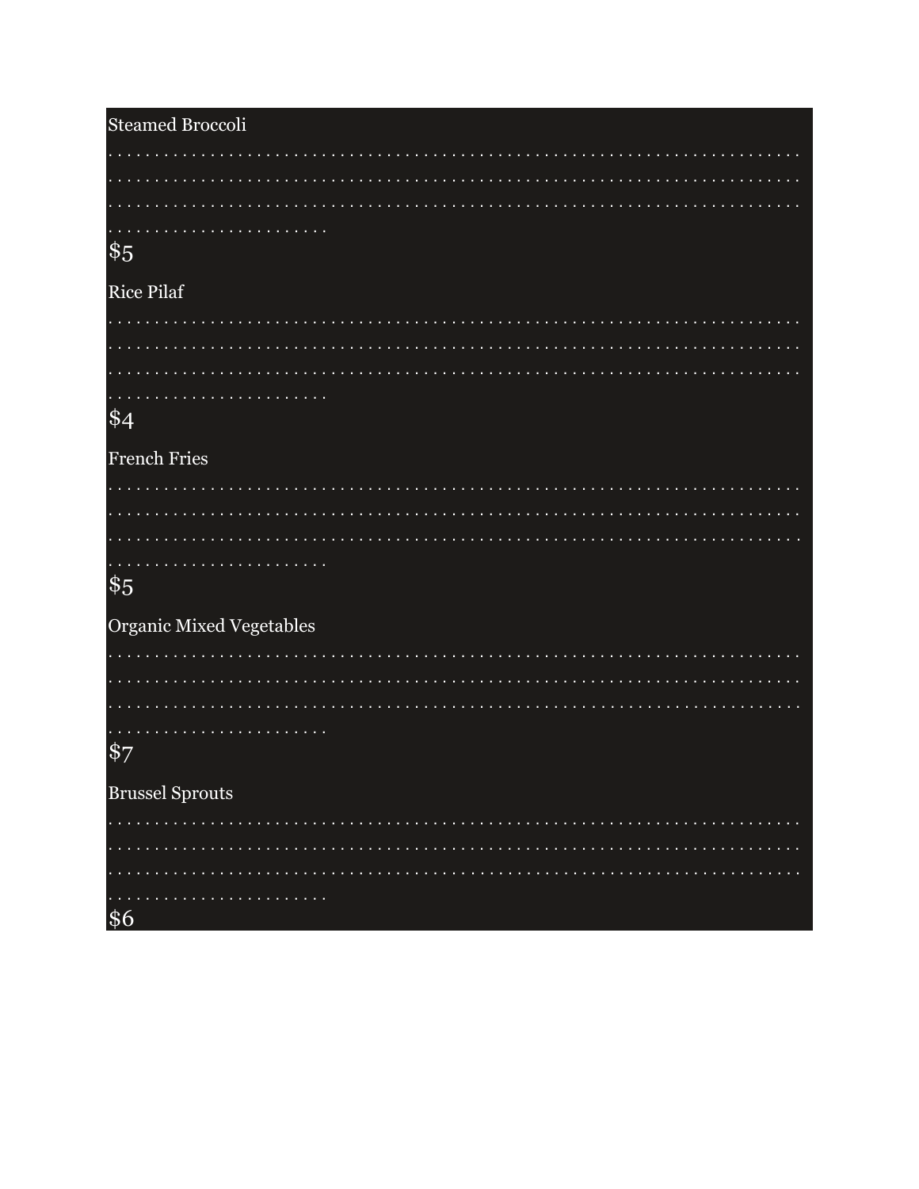Steamed Broccoli
. . . . . . . . . . . . . . . . . . . . . . . . . . . . . . . . . . . . . . . . . . . . . . . . . . . . . . . . . . . . . . . . . . . . . . . . . . . . . . . . . . . . . . . . . . . . . . . . . . . . . . . . . . . . . . . . . . . . . . . . . . . . . . . . . . . . . . . . . . . . . . . . . . . . . . . . . . . . . . . . . . . . . . . . . . . . . . . . . . . . . . . . . . . . . . . . . . . . . . . . . .
$5

Rice Pilaf
. . . . . . . . . . . . . . . . . . . . . . . . . . . . . . . . . . . . . . . . . . . . . . . . . . . . . . . . . . . . . . . . . . . . . . . . . . . . . . . . . . . . . . . . . . . . . . . . . . . . . . . . . . . . . . . . . . . . . . . . . . . . . . . . . . . . . . . . . . . . . . . . . . . . . . . . . . . . . . . . . . . . . . . . . . . . . . . . . . . . . . . . . . . . . . . . . . . . . . . . . . . . . . . .
$4

French Fries
. . . . . . . . . . . . . . . . . . . . . . . . . . . . . . . . . . . . . . . . . . . . . . . . . . . . . . . . . . . . . . . . . . . . . . . . . . . . . . . . . . . . . . . . . . . . . . . . . . . . . . . . . . . . . . . . . . . . . . . . . . . . . . . . . . . . . . . . . . . . . . . . . . . . . . . . . . . . . . . . . . . . . . . . . . . . . . . . . . . . . . . . . . . . . . . . . . . . . . . . . . . . . . . . .
$5

Organic Mixed Vegetables
. . . . . . . . . . . . . . . . . . . . . . . . . . . . . . . . . . . . . . . . . . . . . . . . . . . . . . . . . . . . . . . . . . . . . . . . . . . . . . . . . . . . . . . . . . . . . . . . . . . . . . . . . . . . . . . . . . . . . . . . . . . . . . . . . . . . . . . . . . . . . . . . . . . . . . . . . . . . . . . . . . . . . . . . . . . . . . . . . . . . . . . . . . . . . . . . . . . . . . . . . . . . . . . . . .
$7

Brussel Sprouts
. . . . . . . . . . . . . . . . . . . . . . . . . . . . . . . . . . . . . . . . . . . . . . . . . . . . . . . . . . . . . . . . . . . . . . . . . . . . . . . . . . . . . . . . . . . . . . . . . . . . . . . . . . . . . . . . . . . . . . . . . . . . . . . . . . . . . . . . . . . . . . . . . . . . . . . . . . . . . . . . . . . . . . . . . . . . . . . . . . . . . . . . . . . . . . . . . . . . . . . . . . . . . . . . . .
$6